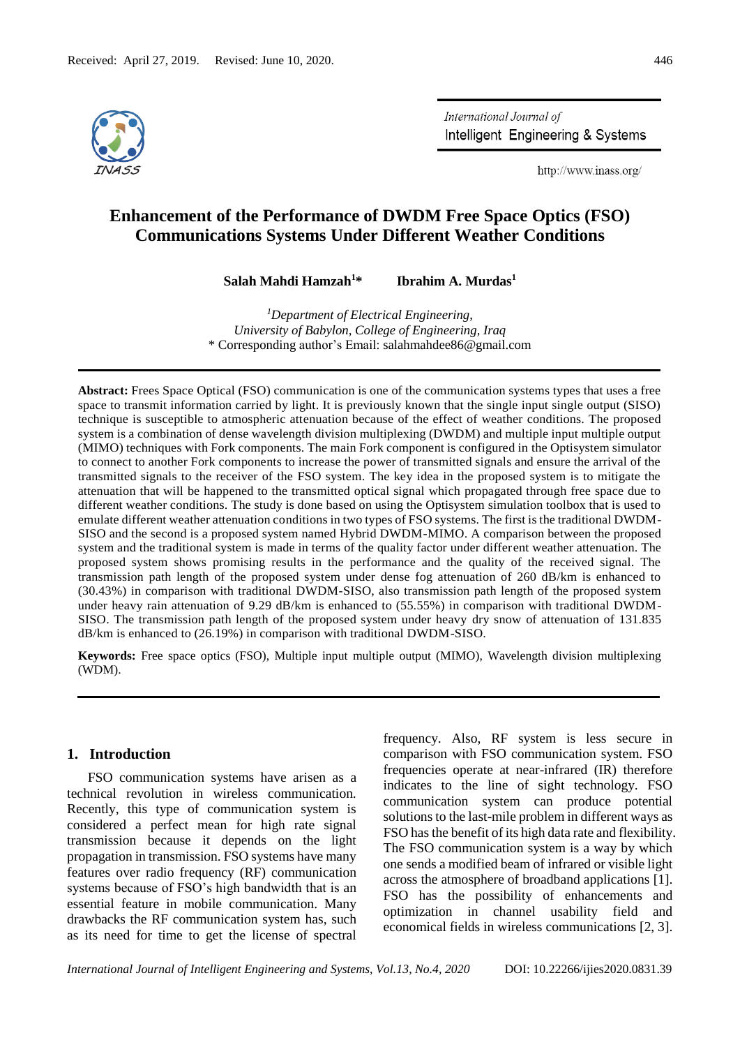Received: April 27, 2019. Revised: June 10, 2020.

# Enhancement of the Performance of DWDM Free Space Optics (FSO) Communications Systems Under Different Weather Conditions

**Salah Mahdi Hamzah[1]*** **Ibrahim A. Murdas[1]**

[1]*Department of Electrical Engineering,*
*University of Babylon, College of Engineering, Iraq*
* Corresponding author's Email: salahmahdee86@gmail.com

**Abstract:** Frees Space Optical (FSO) communication is one of the communication systems types that uses a free space to transmit information carried by light. It is previously known that the single input single output (SISO) technique is susceptible to atmospheric attenuation because of the effect of weather conditions. The proposed system is a combination of dense wavelength division multiplexing (DWDM) and multiple input multiple output (MIMO) techniques with Fork components. The main Fork component is configured in the Optisystem simulator to connect to another Fork components to increase the power of transmitted signals and ensure the arrival of the transmitted signals to the receiver of the FSO system. The key idea in the proposed system is to mitigate the attenuation that will be happened to the transmitted optical signal which propagated through free space due to different weather conditions. The study is done based on using the Optisystem simulation toolbox that is used to emulate different weather attenuation conditions in two types of FSO systems. The first is the traditional DWDM-SISO and the second is a proposed system named Hybrid DWDM-MIMO. A comparison between the proposed system and the traditional system is made in terms of the quality factor under different weather attenuation. The proposed system shows promising results in the performance and the quality of the received signal. The transmission path length of the proposed system under dense fog attenuation of 260 dB/km is enhanced to (30.43%) in comparison with traditional DWDM-SISO, also transmission path length of the proposed system under heavy rain attenuation of 9.29 dB/km is enhanced to (55.55%) in comparison with traditional DWDM-SISO. The transmission path length of the proposed system under heavy dry snow of attenuation of 131.835 dB/km is enhanced to (26.19%) in comparison with traditional DWDM-SISO.

**Keywords:** Free space optics (FSO), Multiple input multiple output (MIMO), Wavelength division multiplexing (WDM).

## 1. Introduction

FSO communication systems have arisen as a technical revolution in wireless communication. Recently, this type of communication system is considered a perfect mean for high rate signal transmission because it depends on the light propagation in transmission. FSO systems have many features over radio frequency (RF) communication systems because of FSO's high bandwidth that is an essential feature in mobile communication. Many drawbacks the RF communication system has, such as its need for time to get the license of spectral frequency. Also, RF system is less secure in comparison with FSO communication system. FSO frequencies operate at near-infrared (IR) therefore indicates to the line of sight technology. FSO communication system can produce potential solutions to the last-mile problem in different ways as FSO has the benefit of its high data rate and flexibility. The FSO communication system is a way by which one sends a modified beam of infrared or visible light across the atmosphere of broadband applications [1]. FSO has the possibility of enhancements and optimization in channel usability field and economical fields in wireless communications [2, 3].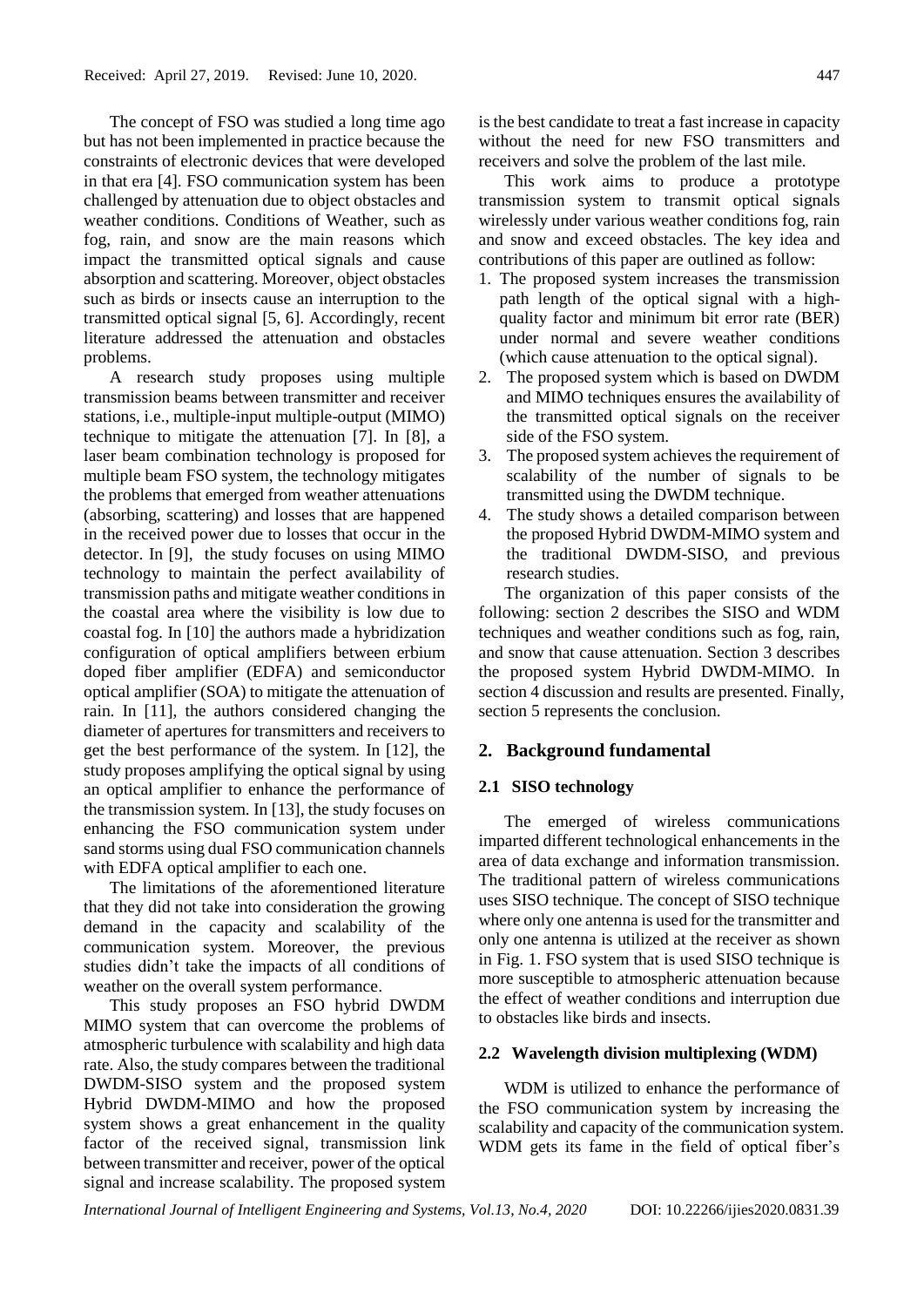The concept of FSO was studied a long time ago but has not been implemented in practice because the constraints of electronic devices that were developed in that era [4]. FSO communication system has been challenged by attenuation due to object obstacles and weather conditions. Conditions of Weather, such as fog, rain, and snow are the main reasons which impact the transmitted optical signals and cause absorption and scattering. Moreover, object obstacles such as birds or insects cause an interruption to the transmitted optical signal [5, 6]. Accordingly, recent literature addressed the attenuation and obstacles problems.

A research study proposes using multiple transmission beams between transmitter and receiver stations, i.e., multiple-input multiple-output (MIMO) technique to mitigate the attenuation [7]. In [8], a laser beam combination technology is proposed for multiple beam FSO system, the technology mitigates the problems that emerged from weather attenuations (absorbing, scattering) and losses that are happened in the received power due to losses that occur in the detector. In [9], the study focuses on using MIMO technology to maintain the perfect availability of transmission paths and mitigate weather conditions in the coastal area where the visibility is low due to coastal fog. In [10] the authors made a hybridization configuration of optical amplifiers between erbium doped fiber amplifier (EDFA) and semiconductor optical amplifier (SOA) to mitigate the attenuation of rain. In [11], the authors considered changing the diameter of apertures for transmitters and receivers to get the best performance of the system. In [12], the study proposes amplifying the optical signal by using an optical amplifier to enhance the performance of the transmission system. In [13], the study focuses on enhancing the FSO communication system under sand storms using dual FSO communication channels with EDFA optical amplifier to each one.

The limitations of the aforementioned literature that they did not take into consideration the growing demand in the capacity and scalability of the communication system. Moreover, the previous studies didn't take the impacts of all conditions of weather on the overall system performance.

This study proposes an FSO hybrid DWDM MIMO system that can overcome the problems of atmospheric turbulence with scalability and high data rate. Also, the study compares between the traditional DWDM-SISO system and the proposed system Hybrid DWDM-MIMO and how the proposed system shows a great enhancement in the quality factor of the received signal, transmission link between transmitter and receiver, power of the optical signal and increase scalability. The proposed system is the best candidate to treat a fast increase in capacity without the need for new FSO transmitters and receivers and solve the problem of the last mile.

This work aims to produce a prototype transmission system to transmit optical signals wirelessly under various weather conditions fog, rain and snow and exceed obstacles. The key idea and contributions of this paper are outlined as follow:

1. The proposed system increases the transmission path length of the optical signal with a high-quality factor and minimum bit error rate (BER) under normal and severe weather conditions (which cause attenuation to the optical signal).
2. The proposed system which is based on DWDM and MIMO techniques ensures the availability of the transmitted optical signals on the receiver side of the FSO system.
3. The proposed system achieves the requirement of scalability of the number of signals to be transmitted using the DWDM technique.
4. The study shows a detailed comparison between the proposed Hybrid DWDM-MIMO system and the traditional DWDM-SISO, and previous research studies.

The organization of this paper consists of the following: section 2 describes the SISO and WDM techniques and weather conditions such as fog, rain, and snow that cause attenuation. Section 3 describes the proposed system Hybrid DWDM-MIMO. In section 4 discussion and results are presented. Finally, section 5 represents the conclusion.

## 2. Background fundamental

### 2.1 SISO technology

The emerged of wireless communications imparted different technological enhancements in the area of data exchange and information transmission. The traditional pattern of wireless communications uses SISO technique. The concept of SISO technique where only one antenna is used for the transmitter and only one antenna is utilized at the receiver as shown in Fig. 1. FSO system that is used SISO technique is more susceptible to atmospheric attenuation because the effect of weather conditions and interruption due to obstacles like birds and insects.

### 2.2 Wavelength division multiplexing (WDM)

WDM is utilized to enhance the performance of the FSO communication system by increasing the scalability and capacity of the communication system. WDM gets its fame in the field of optical fiber's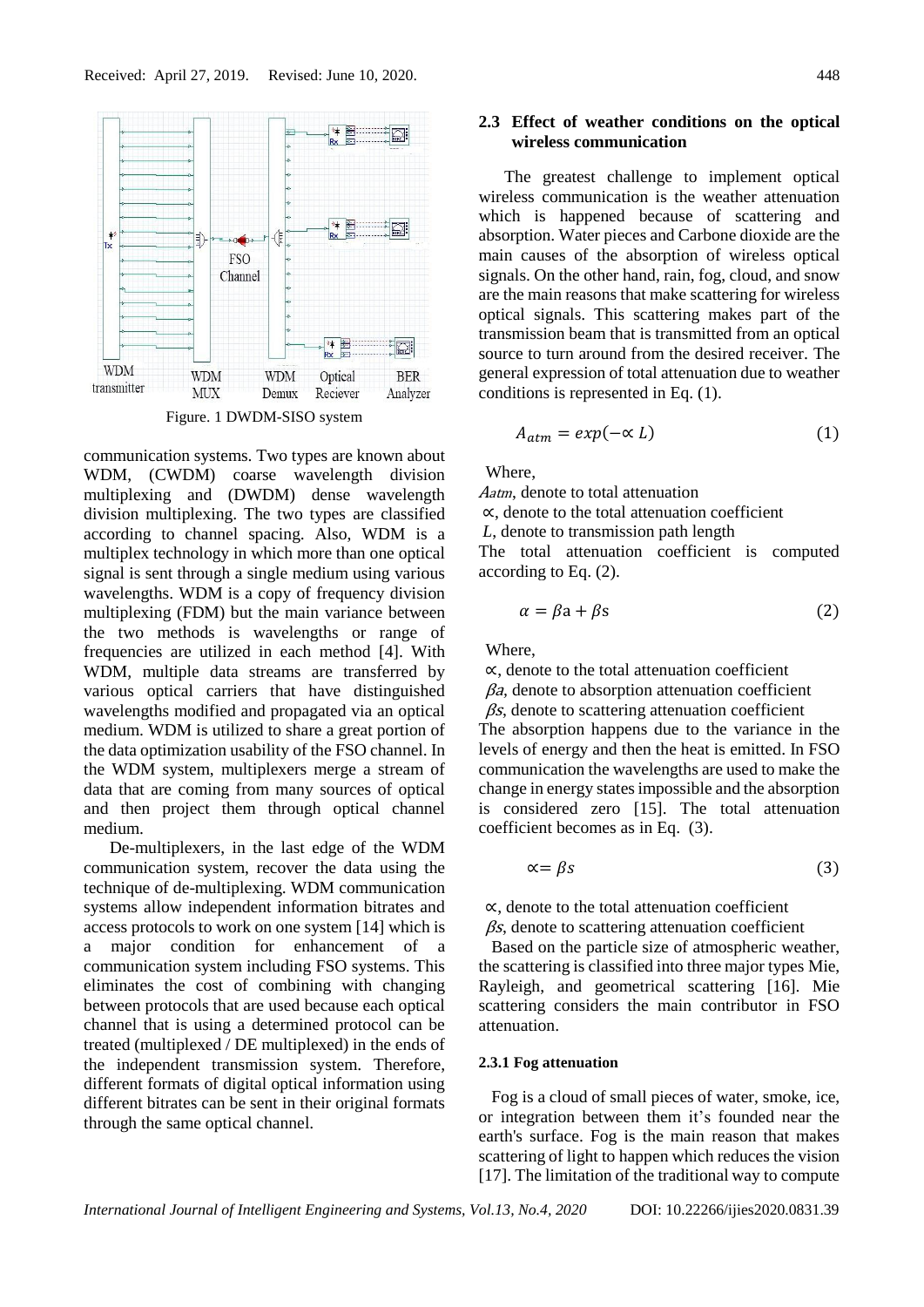Figure. 1 DWDM-SISO system

communication systems. Two types are known about WDM, (CWDM) coarse wavelength division multiplexing and (DWDM) dense wavelength division multiplexing. The two types are classified according to channel spacing. Also, WDM is a multiplex technology in which more than one optical signal is sent through a single medium using various wavelengths. WDM is a copy of frequency division multiplexing (FDM) but the main variance between the two methods is wavelengths or range of frequencies are utilized in each method [4]. With WDM, multiple data streams are transferred by various optical carriers that have distinguished wavelengths modified and propagated via an optical medium. WDM is utilized to share a great portion of the data optimization usability of the FSO channel. In the WDM system, multiplexers merge a stream of data that are coming from many sources of optical and then project them through optical channel medium.

De-multiplexers, in the last edge of the WDM communication system, recover the data using the technique of de-multiplexing. WDM communication systems allow independent information bitrates and access protocols to work on one system [14] which is a major condition for enhancement of a communication system including FSO systems. This eliminates the cost of combining with changing between protocols that are used because each optical channel that is using a determined protocol can be treated (multiplexed / DE multiplexed) in the ends of the independent transmission system. Therefore, different formats of digital optical information using different bitrates can be sent in their original formats through the same optical channel.

### 2.3 Effect of weather conditions on the optical wireless communication

The greatest challenge to implement optical wireless communication is the weather attenuation which is happened because of scattering and absorption. Water pieces and Carbone dioxide are the main causes of the absorption of wireless optical signals. On the other hand, rain, fog, cloud, and snow are the main reasons that make scattering for wireless optical signals. This scattering makes part of the transmission beam that is transmitted from an optical source to turn around from the desired receiver. The general expression of total attenuation due to weather conditions is represented in Eq. (1).

$$A_{atm} = exp(-\propto L) \tag{1}$$

Where,

$A_{atm}$, denote to total attenuation

$\propto$, denote to the total attenuation coefficient

$L$, denote to transmission path length

The total attenuation coefficient is computed according to Eq. (2).

$$\alpha = \beta \mathrm{a} + \beta \mathrm{s} \tag{2}$$

Where,

$\propto$, denote to the total attenuation coefficient

$\beta a$, denote to absorption attenuation coefficient

$\beta s$, denote to scattering attenuation coefficient

The absorption happens due to the variance in the levels of energy and then the heat is emitted. In FSO communication the wavelengths are used to make the change in energy states impossible and the absorption is considered zero [15]. The total attenuation coefficient becomes as in Eq. (3).

$$\propto = \beta s \tag{3}$$

$\propto$, denote to the total attenuation coefficient

$\beta s$, denote to scattering attenuation coefficient

Based on the particle size of atmospheric weather, the scattering is classified into three major types Mie, Rayleigh, and geometrical scattering [16]. Mie scattering considers the main contributor in FSO attenuation.

#### 2.3.1 Fog attenuation

Fog is a cloud of small pieces of water, smoke, ice, or integration between them it's founded near the earth's surface. Fog is the main reason that makes scattering of light to happen which reduces the vision [17]. The limitation of the traditional way to compute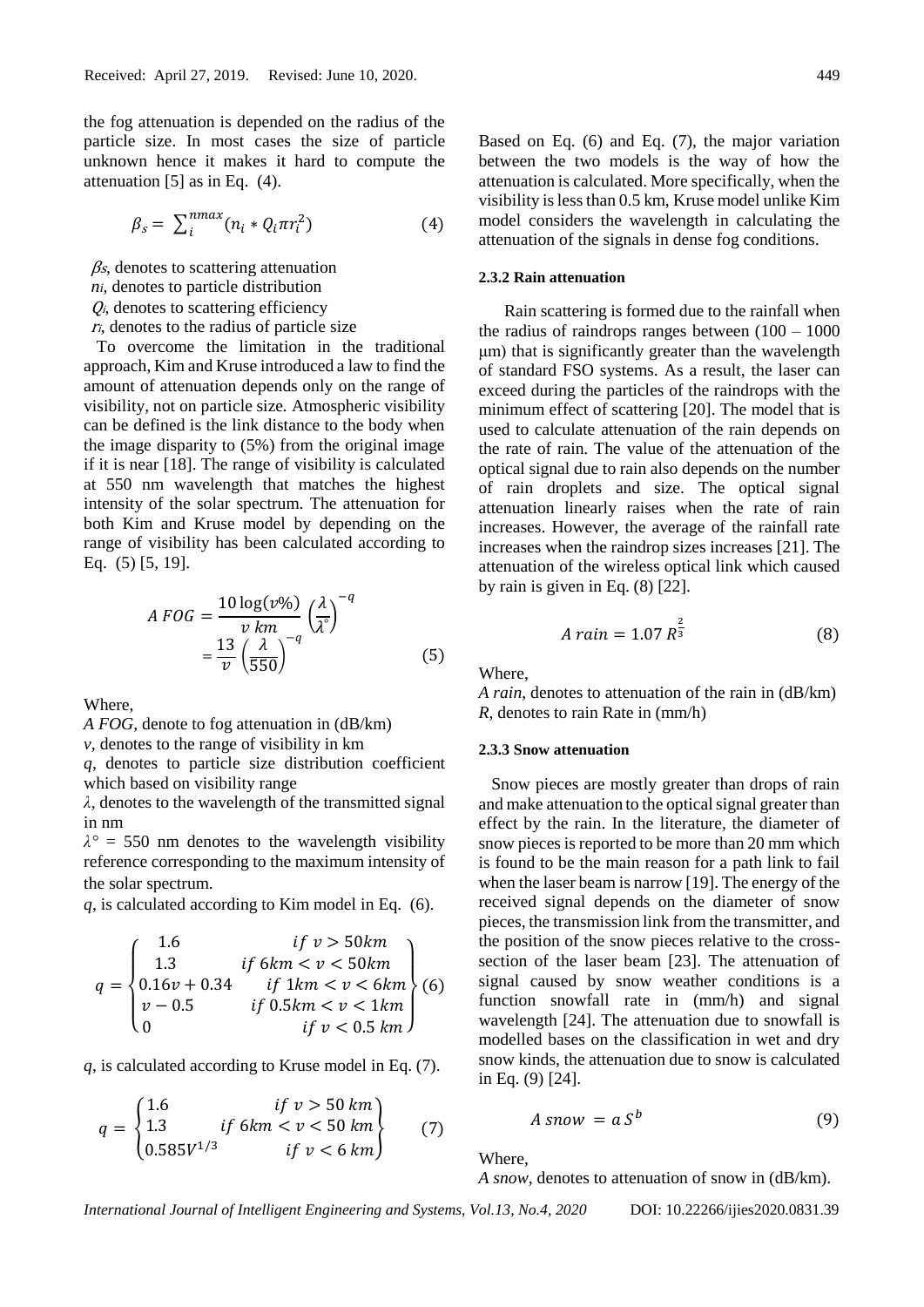the fog attenuation is depended on the radius of the particle size. In most cases the size of particle unknown hence it makes it hard to compute the attenuation [5] as in Eq. (4).

$$\beta_s = \sum_{i}^{nmax} (n_i * Q_i \pi r_i^2) \tag{4}$$

$\beta_s$, denotes to scattering attenuation  
$n_i$, denotes to particle distribution  
$Q_i$, denotes to scattering efficiency  
$r_i$, denotes to the radius of particle size

To overcome the limitation in the traditional approach, Kim and Kruse introduced a law to find the amount of attenuation depends only on the range of visibility, not on particle size. Atmospheric visibility can be defined is the link distance to the body when the image disparity to (5%) from the original image if it is near [18]. The range of visibility is calculated at 550 nm wavelength that matches the highest intensity of the solar spectrum. The attenuation for both Kim and Kruse model by depending on the range of visibility has been calculated according to Eq. (5) [5, 19].

$$A\ FOG = \frac{10 \log(v\%)}{v\ km} \left(\frac{\lambda}{\lambda^{\circ}}\right)^{-q} = \frac{13}{v} \left(\frac{\lambda}{550}\right)^{-q} \tag{5}$$

Where,  
*A FOG*, denote to fog attenuation in (dB/km)  
*v*, denotes to the range of visibility in km  
*q*, denotes to particle size distribution coefficient which based on visibility range  
*λ*, denotes to the wavelength of the transmitted signal in nm  
$\lambda^{\circ}$ = 550 nm denotes to the wavelength visibility reference corresponding to the maximum intensity of the solar spectrum.  
*q*, is calculated according to Kim model in Eq. (6).

$$q = \begin{cases} 1.6 & if\ v > 50km \\ 1.3 & if\ 6km < v < 50km \\ 0.16v + 0.34 & if\ 1km < v < 6km \\ v - 0.5 & if\ 0.5km < v < 1km \\ 0 & if\ v < 0.5\ km \end{cases} \tag{6}$$

*q*, is calculated according to Kruse model in Eq. (7).

$$q = \begin{cases} 1.6 & if\ v > 50\ km \\ 1.3 & if\ 6km < v < 50\ km \\ 0.585V^{1/3} & if\ v < 6\ km \end{cases} \tag{7}$$

Based on Eq. (6) and Eq. (7), the major variation between the two models is the way of how the attenuation is calculated. More specifically, when the visibility is less than 0.5 km, Kruse model unlike Kim model considers the wavelength in calculating the attenuation of the signals in dense fog conditions.

#### 2.3.2 Rain attenuation

Rain scattering is formed due to the rainfall when the radius of raindrops ranges between (100 – 1000 μm) that is significantly greater than the wavelength of standard FSO systems. As a result, the laser can exceed during the particles of the raindrops with the minimum effect of scattering [20]. The model that is used to calculate attenuation of the rain depends on the rate of rain. The value of the attenuation of the optical signal due to rain also depends on the number of rain droplets and size. The optical signal attenuation linearly raises when the rate of rain increases. However, the average of the rainfall rate increases when the raindrop sizes increases [21]. The attenuation of the wireless optical link which caused by rain is given in Eq. (8) [22].

$$A\ rain = 1.07\ R^{\frac{2}{3}} \tag{8}$$

Where,  
*A rain*, denotes to attenuation of the rain in (dB/km)  
*R*, denotes to rain Rate in (mm/h)

#### 2.3.3 Snow attenuation

Snow pieces are mostly greater than drops of rain and make attenuation to the optical signal greater than effect by the rain. In the literature, the diameter of snow pieces is reported to be more than 20 mm which is found to be the main reason for a path link to fail when the laser beam is narrow [19]. The energy of the received signal depends on the diameter of snow pieces, the transmission link from the transmitter, and the position of the snow pieces relative to the cross-section of the laser beam [23]. The attenuation of signal caused by snow weather conditions is a function snowfall rate in (mm/h) and signal wavelength [24]. The attenuation due to snowfall is modelled bases on the classification in wet and dry snow kinds, the attenuation due to snow is calculated in Eq. (9) [24].

$$A\ snow = a\ S^{b} \tag{9}$$

Where,  
*A snow*, denotes to attenuation of snow in (dB/km).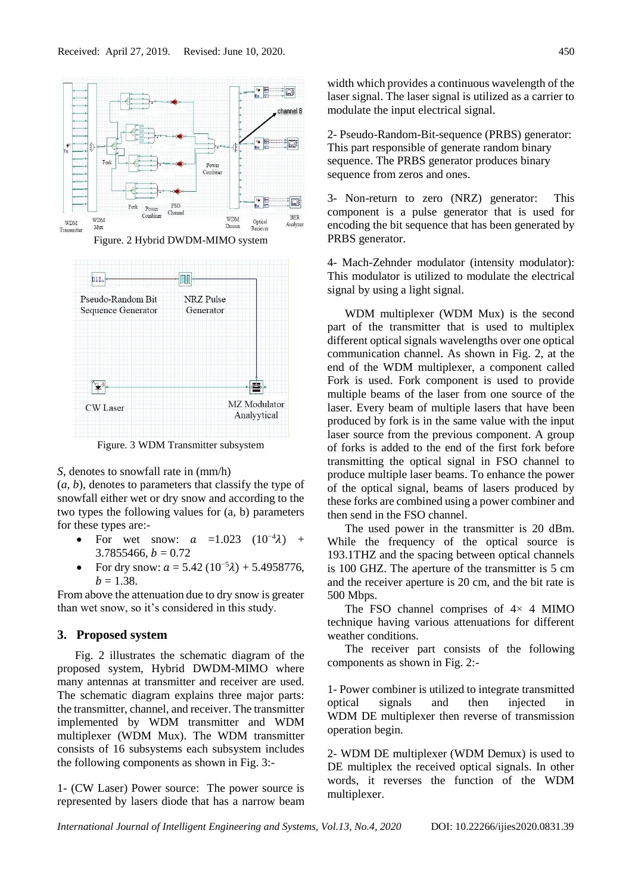Figure. 2 Hybrid DWDM-MIMO system

Figure. 3 WDM Transmitter subsystem

$S$, denotes to snowfall rate in (mm/h)

($a$, $b$), denotes to parameters that classify the type of snowfall either wet or dry snow and according to the two types the following values for (a, b) parameters for these types are:-

- For wet snow: $a$ =1.023 $(10^{-4}\lambda)$ + 3.7855466, $b$ = 0.72
- For dry snow: $a$ = 5.42 $(10^{-5}\lambda)$ + 5.4958776, $b$ = 1.38.

From above the attenuation due to dry snow is greater than wet snow, so it's considered in this study.

## 3. Proposed system

Fig. 2 illustrates the schematic diagram of the proposed system, Hybrid DWDM-MIMO where many antennas at transmitter and receiver are used. The schematic diagram explains three major parts: the transmitter, channel, and receiver. The transmitter implemented by WDM transmitter and WDM multiplexer (WDM Mux). The WDM transmitter consists of 16 subsystems each subsystem includes the following components as shown in Fig. 3:-

1- (CW Laser) Power source: The power source is represented by lasers diode that has a narrow beam width which provides a continuous wavelength of the laser signal. The laser signal is utilized as a carrier to modulate the input electrical signal.

2- Pseudo-Random-Bit-sequence (PRBS) generator: This part responsible of generate random binary sequence. The PRBS generator produces binary sequence from zeros and ones.

3- Non-return to zero (NRZ) generator: This component is a pulse generator that is used for encoding the bit sequence that has been generated by PRBS generator.

4- Mach-Zehnder modulator (intensity modulator): This modulator is utilized to modulate the electrical signal by using a light signal.

WDM multiplexer (WDM Mux) is the second part of the transmitter that is used to multiplex different optical signals wavelengths over one optical communication channel. As shown in Fig. 2, at the end of the WDM multiplexer, a component called Fork is used. Fork component is used to provide multiple beams of the laser from one source of the laser. Every beam of multiple lasers that have been produced by fork is in the same value with the input laser source from the previous component. A group of forks is added to the end of the first fork before transmitting the optical signal in FSO channel to produce multiple laser beams. To enhance the power of the optical signal, beams of lasers produced by these forks are combined using a power combiner and then send in the FSO channel.

The used power in the transmitter is 20 dBm. While the frequency of the optical source is 193.1THZ and the spacing between optical channels is 100 GHZ. The aperture of the transmitter is 5 cm and the receiver aperture is 20 cm, and the bit rate is 500 Mbps.

The FSO channel comprises of $4\times 4$ MIMO technique having various attenuations for different weather conditions.

The receiver part consists of the following components as shown in Fig. 2:-

1- Power combiner is utilized to integrate transmitted optical signals and then injected in WDM DE multiplexer then reverse of transmission operation begin.

2- WDM DE multiplexer (WDM Demux) is used to DE multiplex the received optical signals. In other words, it reverses the function of the WDM multiplexer.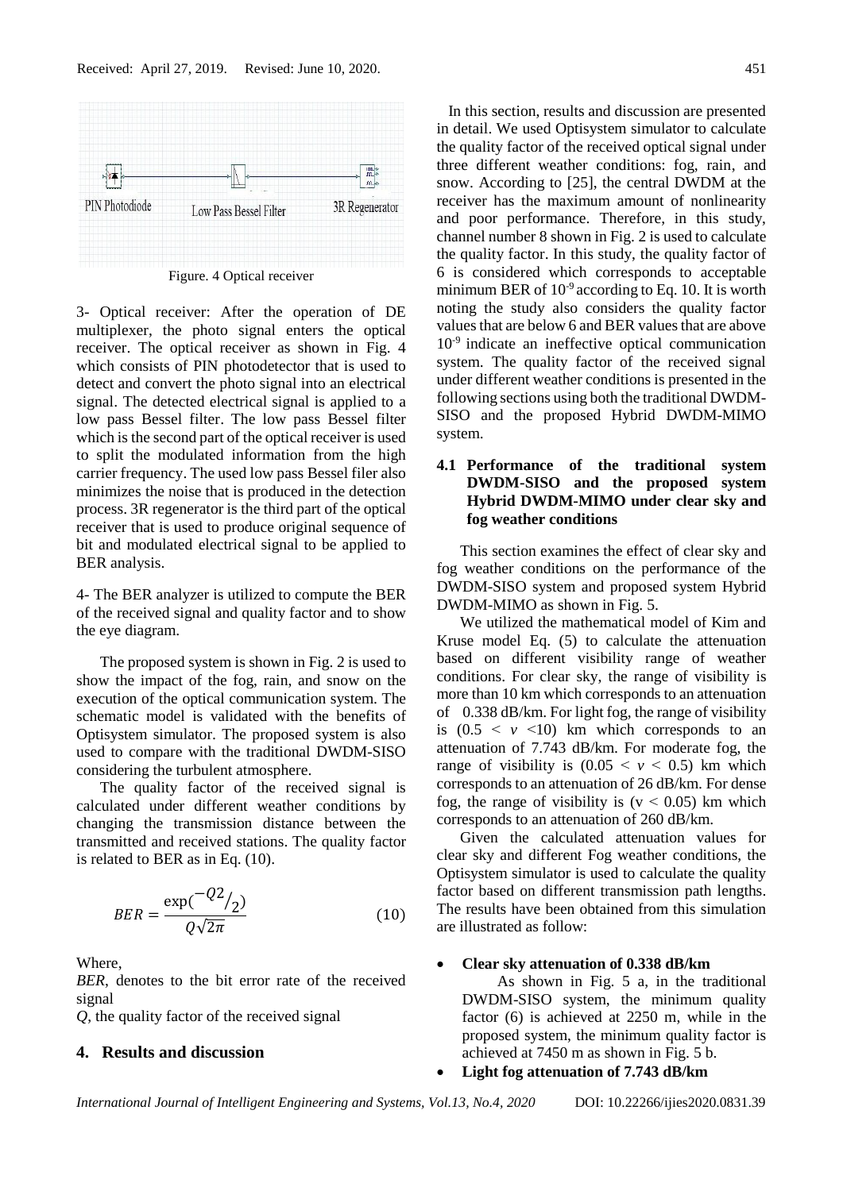Figure. 4 Optical receiver

3- Optical receiver: After the operation of DE multiplexer, the photo signal enters the optical receiver. The optical receiver as shown in Fig. 4 which consists of PIN photodetector that is used to detect and convert the photo signal into an electrical signal. The detected electrical signal is applied to a low pass Bessel filter. The low pass Bessel filter which is the second part of the optical receiver is used to split the modulated information from the high carrier frequency. The used low pass Bessel filer also minimizes the noise that is produced in the detection process. 3R regenerator is the third part of the optical receiver that is used to produce original sequence of bit and modulated electrical signal to be applied to BER analysis.

4- The BER analyzer is utilized to compute the BER of the received signal and quality factor and to show the eye diagram.

The proposed system is shown in Fig. 2 is used to show the impact of the fog, rain, and snow on the execution of the optical communication system. The schematic model is validated with the benefits of Optisystem simulator. The proposed system is also used to compare with the traditional DWDM-SISO considering the turbulent atmosphere.

The quality factor of the received signal is calculated under different weather conditions by changing the transmission distance between the transmitted and received stations. The quality factor is related to BER as in Eq. (10).

$$BER = \frac{\exp(^{-Q2}/_{2})}{Q\sqrt{2\pi}} \tag{10}$$

Where,

*BER*, denotes to the bit error rate of the received signal

*Q*, the quality factor of the received signal

## 4. Results and discussion

In this section, results and discussion are presented in detail. We used Optisystem simulator to calculate the quality factor of the received optical signal under three different weather conditions: fog, rain, and snow. According to [25], the central DWDM at the receiver has the maximum amount of nonlinearity and poor performance. Therefore, in this study, channel number 8 shown in Fig. 2 is used to calculate the quality factor. In this study, the quality factor of 6 is considered which corresponds to acceptable minimum BER of $10^{-9}$ according to Eq. 10. It is worth noting the study also considers the quality factor values that are below 6 and BER values that are above $10^{-9}$ indicate an ineffective optical communication system. The quality factor of the received signal under different weather conditions is presented in the following sections using both the traditional DWDM-SISO and the proposed Hybrid DWDM-MIMO system.

### 4.1 Performance of the traditional system DWDM-SISO and the proposed system Hybrid DWDM-MIMO under clear sky and fog weather conditions

This section examines the effect of clear sky and fog weather conditions on the performance of the DWDM-SISO system and proposed system Hybrid DWDM-MIMO as shown in Fig. 5.

We utilized the mathematical model of Kim and Kruse model Eq. (5) to calculate the attenuation based on different visibility range of weather conditions. For clear sky, the range of visibility is more than 10 km which corresponds to an attenuation of 0.338 dB/km. For light fog, the range of visibility is $(0.5 < v < 10)$ km which corresponds to an attenuation of 7.743 dB/km. For moderate fog, the range of visibility is $(0.05 < v < 0.5)$ km which corresponds to an attenuation of 26 dB/km. For dense fog, the range of visibility is $(v < 0.05)$ km which corresponds to an attenuation of 260 dB/km.

Given the calculated attenuation values for clear sky and different Fog weather conditions, the Optisystem simulator is used to calculate the quality factor based on different transmission path lengths. The results have been obtained from this simulation are illustrated as follow:

- **Clear sky attenuation of 0.338 dB/km**
  
  As shown in Fig. 5 a, in the traditional DWDM-SISO system, the minimum quality factor (6) is achieved at 2250 m, while in the proposed system, the minimum quality factor is achieved at 7450 m as shown in Fig. 5 b.
- **Light fog attenuation of 7.743 dB/km**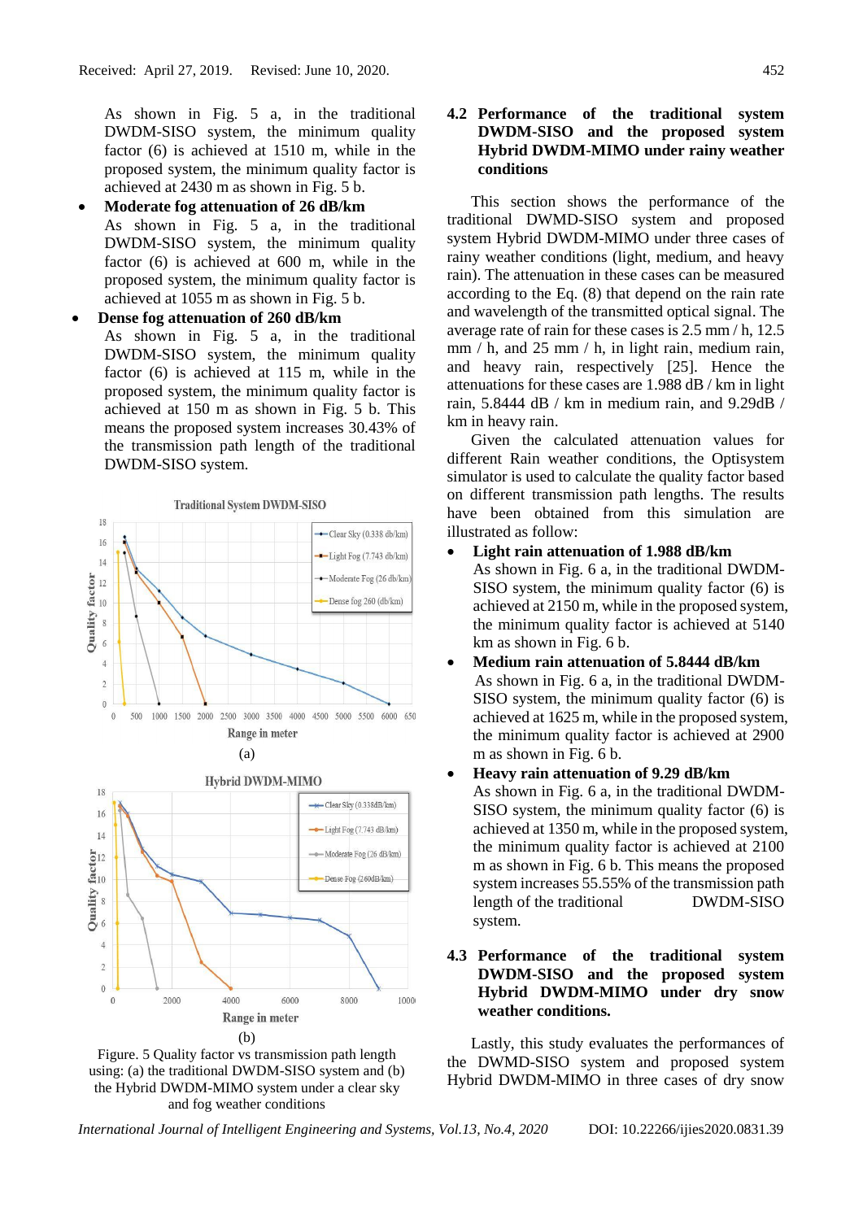As shown in Fig. 5 a, in the traditional DWDM-SISO system, the minimum quality factor (6) is achieved at 1510 m, while in the proposed system, the minimum quality factor is achieved at 2430 m as shown in Fig. 5 b.

- **Moderate fog attenuation of 26 dB/km**
  As shown in Fig. 5 a, in the traditional DWDM-SISO system, the minimum quality factor (6) is achieved at 600 m, while in the proposed system, the minimum quality factor is achieved at 1055 m as shown in Fig. 5 b.
- **Dense fog attenuation of 260 dB/km**
  As shown in Fig. 5 a, in the traditional DWDM-SISO system, the minimum quality factor (6) is achieved at 115 m, while in the proposed system, the minimum quality factor is achieved at 150 m as shown in Fig. 5 b. This means the proposed system increases 30.43% of the transmission path length of the traditional DWDM-SISO system.

Figure. 5 Quality factor vs transmission path length using: (a) the traditional DWDM-SISO system and (b) the Hybrid DWDM-MIMO system under a clear sky and fog weather conditions

### 4.2 Performance of the traditional system DWDM-SISO and the proposed system Hybrid DWDM-MIMO under rainy weather conditions

This section shows the performance of the traditional DWMD-SISO system and proposed system Hybrid DWDM-MIMO under three cases of rainy weather conditions (light, medium, and heavy rain). The attenuation in these cases can be measured according to the Eq. (8) that depend on the rain rate and wavelength of the transmitted optical signal. The average rate of rain for these cases is 2.5 mm / h, 12.5 mm / h, and 25 mm / h, in light rain, medium rain, and heavy rain, respectively [25]. Hence the attenuations for these cases are 1.988 dB / km in light rain, 5.8444 dB / km in medium rain, and 9.29dB / km in heavy rain.

Given the calculated attenuation values for different Rain weather conditions, the Optisystem simulator is used to calculate the quality factor based on different transmission path lengths. The results have been obtained from this simulation are illustrated as follow:

- **Light rain attenuation of 1.988 dB/km**
  As shown in Fig. 6 a, in the traditional DWDM-SISO system, the minimum quality factor (6) is achieved at 2150 m, while in the proposed system, the minimum quality factor is achieved at 5140 km as shown in Fig. 6 b.
- **Medium rain attenuation of 5.8444 dB/km**
  As shown in Fig. 6 a, in the traditional DWDM-SISO system, the minimum quality factor (6) is achieved at 1625 m, while in the proposed system, the minimum quality factor is achieved at 2900 m as shown in Fig. 6 b.
- **Heavy rain attenuation of 9.29 dB/km**
  As shown in Fig. 6 a, in the traditional DWDM-SISO system, the minimum quality factor (6) is achieved at 1350 m, while in the proposed system, the minimum quality factor is achieved at 2100 m as shown in Fig. 6 b. This means the proposed system increases 55.55% of the transmission path length of the traditional DWDM-SISO system.

### 4.3 Performance of the traditional system DWDM-SISO and the proposed system Hybrid DWDM-MIMO under dry snow weather conditions.

Lastly, this study evaluates the performances of the DWMD-SISO system and proposed system Hybrid DWDM-MIMO in three cases of dry snow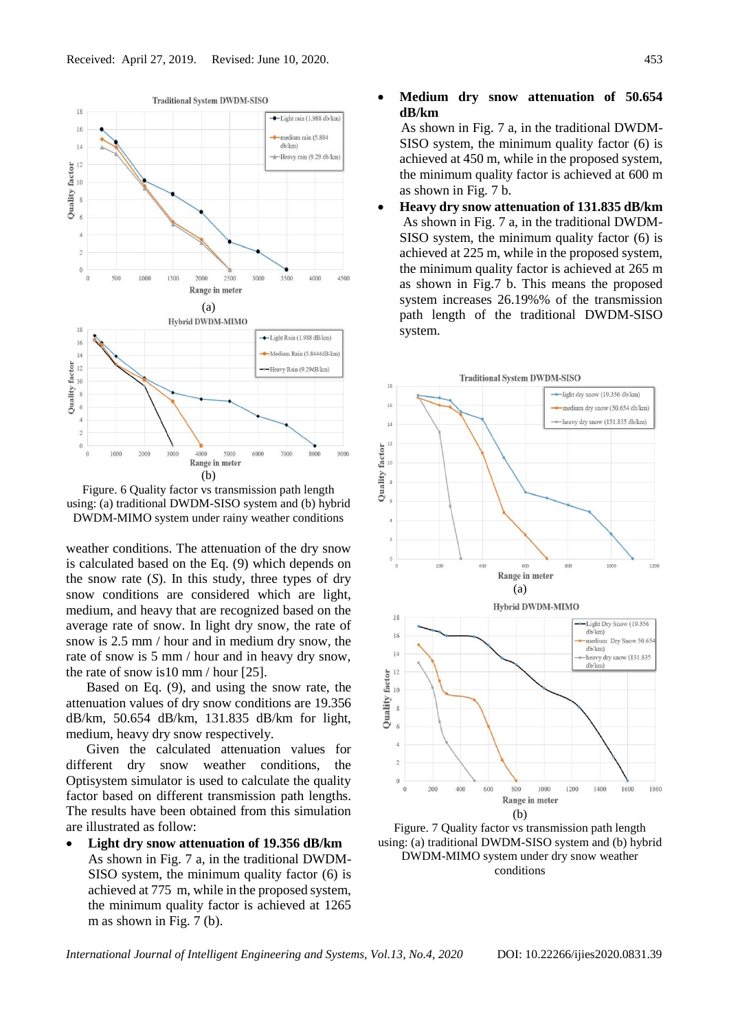Figure. 6 Quality factor vs transmission path length using: (a) traditional DWDM-SISO system and (b) hybrid DWDM-MIMO system under rainy weather conditions

weather conditions. The attenuation of the dry snow is calculated based on the Eq. (9) which depends on the snow rate ($S$). In this study, three types of dry snow conditions are considered which are light, medium, and heavy that are recognized based on the average rate of snow. In light dry snow, the rate of snow is 2.5 mm / hour and in medium dry snow, the rate of snow is 5 mm / hour and in heavy dry snow, the rate of snow is10 mm / hour [25].

Based on Eq. (9), and using the snow rate, the attenuation values of dry snow conditions are 19.356 dB/km, 50.654 dB/km, 131.835 dB/km for light, medium, heavy dry snow respectively.

Given the calculated attenuation values for different dry snow weather conditions, the Optisystem simulator is used to calculate the quality factor based on different transmission path lengths. The results have been obtained from this simulation are illustrated as follow:

- **Light dry snow attenuation of 19.356 dB/km**
  As shown in Fig. 7 a, in the traditional DWDM-SISO system, the minimum quality factor (6) is achieved at 775 m, while in the proposed system, the minimum quality factor is achieved at 1265 m as shown in Fig. 7 (b).
- **Medium dry snow attenuation of 50.654 dB/km**
  As shown in Fig. 7 a, in the traditional DWDM-SISO system, the minimum quality factor (6) is achieved at 450 m, while in the proposed system, the minimum quality factor is achieved at 600 m as shown in Fig. 7 b.
- **Heavy dry snow attenuation of 131.835 dB/km**
  As shown in Fig. 7 a, in the traditional DWDM-SISO system, the minimum quality factor (6) is achieved at 225 m, while in the proposed system, the minimum quality factor is achieved at 265 m as shown in Fig.7 b. This means the proposed system increases 26.19%% of the transmission path length of the traditional DWDM-SISO system.

Figure. 7 Quality factor vs transmission path length using: (a) traditional DWDM-SISO system and (b) hybrid DWDM-MIMO system under dry snow weather conditions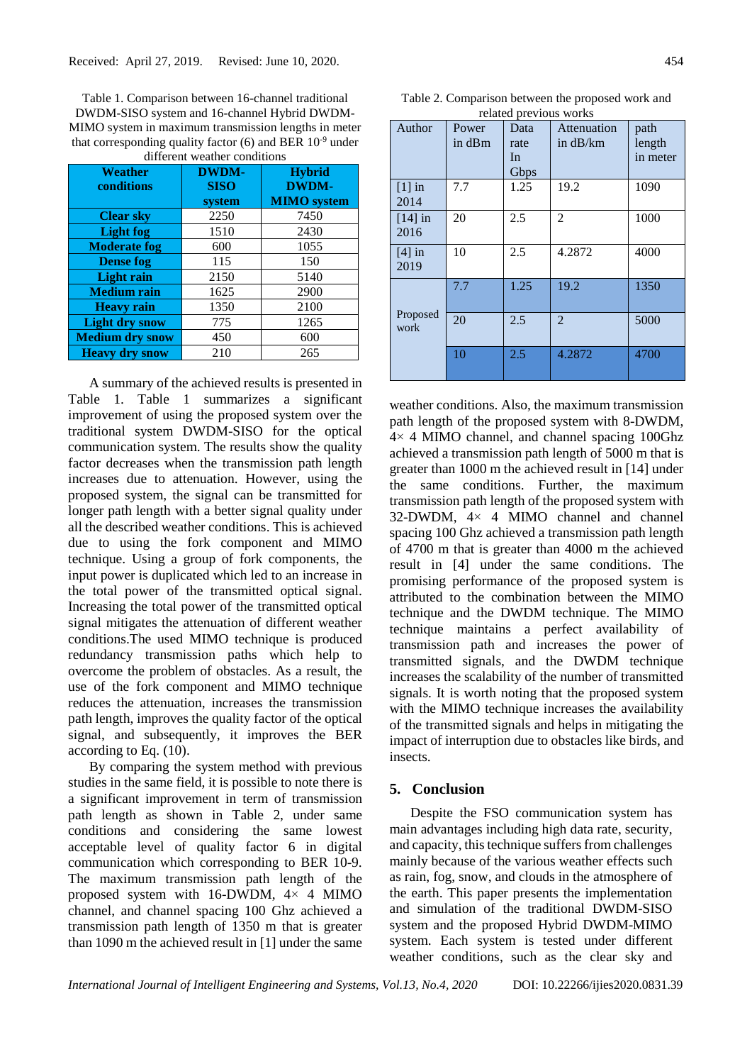Table 1. Comparison between 16-channel traditional DWDM-SISO system and 16-channel Hybrid DWDM-MIMO system in maximum transmission lengths in meter that corresponding quality factor (6) and BER $10^{-9}$ under different weather conditions

| Weather conditions | DWDM-SISO system | Hybrid DWDM-MIMO system |
|---|---|---|
| Clear sky | 2250 | 7450 |
| Light fog | 1510 | 2430 |
| Moderate fog | 600 | 1055 |
| Dense fog | 115 | 150 |
| Light rain | 2150 | 5140 |
| Medium rain | 1625 | 2900 |
| Heavy rain | 1350 | 2100 |
| Light dry snow | 775 | 1265 |
| Medium dry snow | 450 | 600 |
| Heavy dry snow | 210 | 265 |

A summary of the achieved results is presented in Table 1. Table 1 summarizes a significant improvement of using the proposed system over the traditional system DWDM-SISO for the optical communication system. The results show the quality factor decreases when the transmission path length increases due to attenuation. However, using the proposed system, the signal can be transmitted for longer path length with a better signal quality under all the described weather conditions. This is achieved due to using the fork component and MIMO technique. Using a group of fork components, the input power is duplicated which led to an increase in the total power of the transmitted optical signal. Increasing the total power of the transmitted optical signal mitigates the attenuation of different weather conditions.The used MIMO technique is produced redundancy transmission paths which help to overcome the problem of obstacles. As a result, the use of the fork component and MIMO technique reduces the attenuation, increases the transmission path length, improves the quality factor of the optical signal, and subsequently, it improves the BER according to Eq. (10).

By comparing the system method with previous studies in the same field, it is possible to note there is a significant improvement in term of transmission path length as shown in Table 2, under same conditions and considering the same lowest acceptable level of quality factor 6 in digital communication which corresponding to BER 10-9. The maximum transmission path length of the proposed system with 16-DWDM, 4× 4 MIMO channel, and channel spacing 100 Ghz achieved a transmission path length of 1350 m that is greater than 1090 m the achieved result in [1] under the same weather conditions. Also, the maximum transmission path length of the proposed system with 8-DWDM, 4× 4 MIMO channel, and channel spacing 100Ghz achieved a transmission path length of 5000 m that is greater than 1000 m the achieved result in [14] under the same conditions. Further, the maximum transmission path length of the proposed system with 32-DWDM, 4× 4 MIMO channel and channel spacing 100 Ghz achieved a transmission path length of 4700 m that is greater than 4000 m the achieved result in [4] under the same conditions. The promising performance of the proposed system is attributed to the combination between the MIMO technique and the DWDM technique. The MIMO technique maintains a perfect availability of transmission path and increases the power of transmitted signals, and the DWDM technique increases the scalability of the number of transmitted signals. It is worth noting that the proposed system with the MIMO technique increases the availability of the transmitted signals and helps in mitigating the impact of interruption due to obstacles like birds, and insects.

Table 2. Comparison between the proposed work and related previous works

| Author | Power in dBm | Data rate In Gbps | Attenuation in dB/km | path length in meter |
|---|---|---|---|---|
| [1] in 2014 | 7.7 | 1.25 | 19.2 | 1090 |
| [14] in 2016 | 20 | 2.5 | 2 | 1000 |
| [4] in 2019 | 10 | 2.5 | 4.2872 | 4000 |
| Proposed work | 7.7 | 1.25 | 19.2 | 1350 |
| | 20 | 2.5 | 2 | 5000 |
| | 10 | 2.5 | 4.2872 | 4700 |

## 5. Conclusion

Despite the FSO communication system has main advantages including high data rate, security, and capacity, this technique suffers from challenges mainly because of the various weather effects such as rain, fog, snow, and clouds in the atmosphere of the earth. This paper presents the implementation and simulation of the traditional DWDM-SISO system and the proposed Hybrid DWDM-MIMO system. Each system is tested under different weather conditions, such as the clear sky and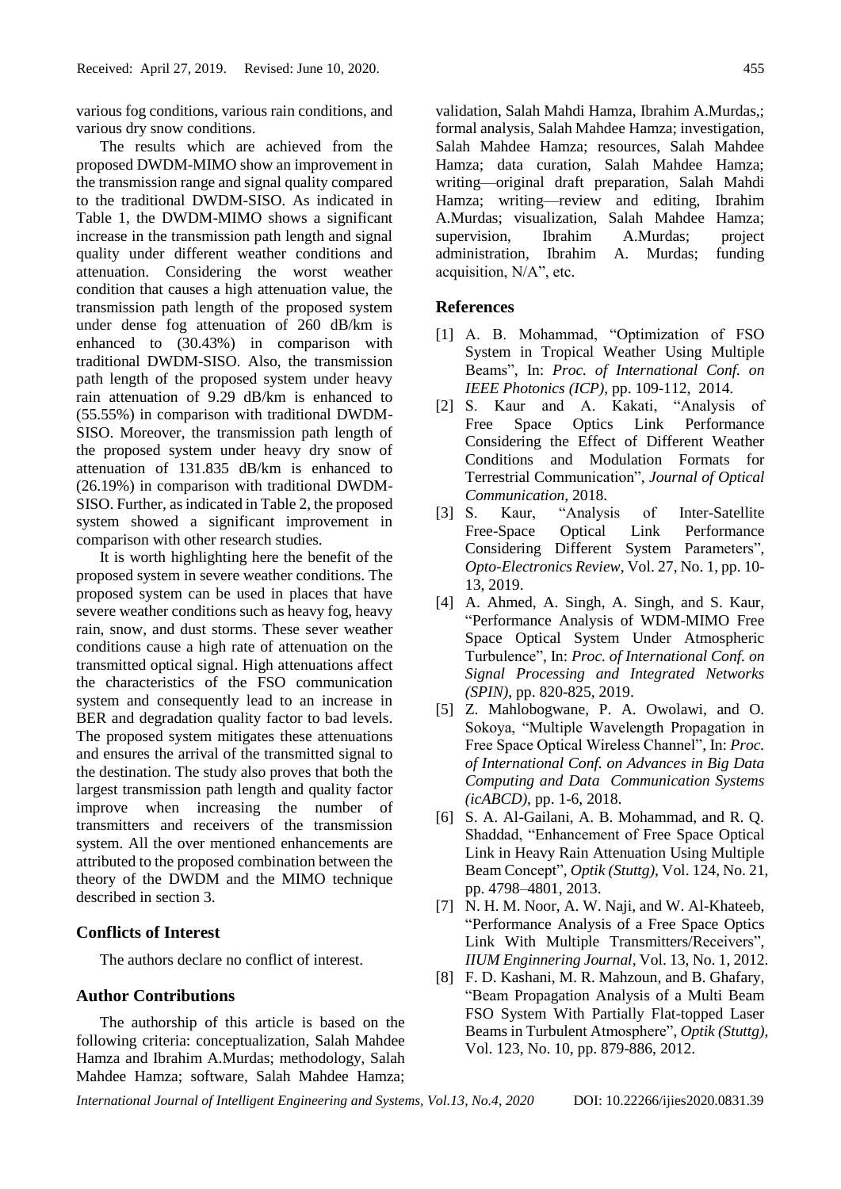various fog conditions, various rain conditions, and various dry snow conditions.

The results which are achieved from the proposed DWDM-MIMO show an improvement in the transmission range and signal quality compared to the traditional DWDM-SISO. As indicated in Table 1, the DWDM-MIMO shows a significant increase in the transmission path length and signal quality under different weather conditions and attenuation. Considering the worst weather condition that causes a high attenuation value, the transmission path length of the proposed system under dense fog attenuation of 260 dB/km is enhanced to (30.43%) in comparison with traditional DWDM-SISO. Also, the transmission path length of the proposed system under heavy rain attenuation of 9.29 dB/km is enhanced to (55.55%) in comparison with traditional DWDM-SISO. Moreover, the transmission path length of the proposed system under heavy dry snow of attenuation of 131.835 dB/km is enhanced to (26.19%) in comparison with traditional DWDM-SISO. Further, as indicated in Table 2, the proposed system showed a significant improvement in comparison with other research studies.

It is worth highlighting here the benefit of the proposed system in severe weather conditions. The proposed system can be used in places that have severe weather conditions such as heavy fog, heavy rain, snow, and dust storms. These sever weather conditions cause a high rate of attenuation on the transmitted optical signal. High attenuations affect the characteristics of the FSO communication system and consequently lead to an increase in BER and degradation quality factor to bad levels. The proposed system mitigates these attenuations and ensures the arrival of the transmitted signal to the destination. The study also proves that both the largest transmission path length and quality factor improve when increasing the number of transmitters and receivers of the transmission system. All the over mentioned enhancements are attributed to the proposed combination between the theory of the DWDM and the MIMO technique described in section 3.

## Conflicts of Interest

The authors declare no conflict of interest.

## Author Contributions

The authorship of this article is based on the following criteria: conceptualization, Salah Mahdee Hamza and Ibrahim A.Murdas; methodology, Salah Mahdee Hamza; software, Salah Mahdee Hamza; validation, Salah Mahdi Hamza, Ibrahim A.Murdas,; formal analysis, Salah Mahdee Hamza; investigation, Salah Mahdee Hamza; resources, Salah Mahdee Hamza; data curation, Salah Mahdee Hamza; writing—original draft preparation, Salah Mahdi Hamza; writing—review and editing, Ibrahim A.Murdas; visualization, Salah Mahdee Hamza; supervision, Ibrahim A.Murdas; project administration, Ibrahim A. Murdas; funding acquisition, N/A", etc.

## References

[1] A. B. Mohammad, "Optimization of FSO System in Tropical Weather Using Multiple Beams", In: *Proc. of International Conf. on IEEE Photonics (ICP)*, pp. 109-112, 2014.

[2] S. Kaur and A. Kakati, "Analysis of Free Space Optics Link Performance Considering the Effect of Different Weather Conditions and Modulation Formats for Terrestrial Communication", *Journal of Optical Communication*, 2018.

[3] S. Kaur, "Analysis of Inter-Satellite Free-Space Optical Link Performance Considering Different System Parameters", *Opto-Electronics Review*, Vol. 27, No. 1, pp. 10-13, 2019.

[4] A. Ahmed, A. Singh, A. Singh, and S. Kaur, "Performance Analysis of WDM-MIMO Free Space Optical System Under Atmospheric Turbulence", In: *Proc. of International Conf. on Signal Processing and Integrated Networks (SPIN)*, pp. 820-825, 2019.

[5] Z. Mahlobogwane, P. A. Owolawi, and O. Sokoya, "Multiple Wavelength Propagation in Free Space Optical Wireless Channel", In: *Proc. of International Conf. on Advances in Big Data Computing and Data Communication Systems (icABCD)*, pp. 1-6, 2018.

[6] S. A. Al-Gailani, A. B. Mohammad, and R. Q. Shaddad, "Enhancement of Free Space Optical Link in Heavy Rain Attenuation Using Multiple Beam Concept", *Optik (Stuttg)*, Vol. 124, No. 21, pp. 4798–4801, 2013.

[7] N. H. M. Noor, A. W. Naji, and W. Al-Khateeb, "Performance Analysis of a Free Space Optics Link With Multiple Transmitters/Receivers", *IIUM Enginnering Journal*, Vol. 13, No. 1, 2012.

[8] F. D. Kashani, M. R. Mahzoun, and B. Ghafary, "Beam Propagation Analysis of a Multi Beam FSO System With Partially Flat-topped Laser Beams in Turbulent Atmosphere", *Optik (Stuttg)*, Vol. 123, No. 10, pp. 879-886, 2012.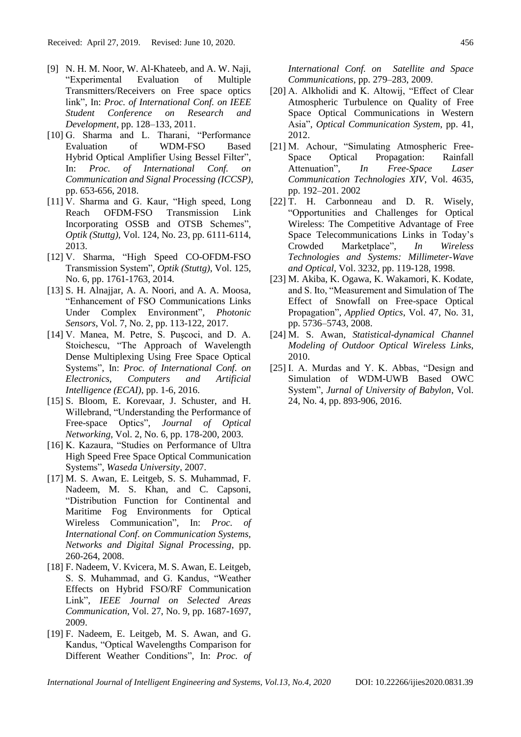[9] N. H. M. Noor, W. Al-Khateeb, and A. W. Naji, "Experimental Evaluation of Multiple Transmitters/Receivers on Free space optics link", In: *Proc. of International Conf. on IEEE Student Conference on Research and Development*, pp. 128–133, 2011.

[10] G. Sharma and L. Tharani, "Performance Evaluation of WDM-FSO Based Hybrid Optical Amplifier Using Bessel Filter", In: *Proc. of International Conf. on Communication and Signal Processing (ICCSP)*, pp. 653-656, 2018.

[11] V. Sharma and G. Kaur, "High speed, Long Reach OFDM-FSO Transmission Link Incorporating OSSB and OTSB Schemes", *Optik (Stuttg)*, Vol. 124, No. 23, pp. 6111-6114, 2013.

[12] V. Sharma, "High Speed CO-OFDM-FSO Transmission System", *Optik (Stuttg)*, Vol. 125, No. 6, pp. 1761-1763, 2014.

[13] S. H. Alnajjar, A. A. Noori, and A. A. Moosa, "Enhancement of FSO Communications Links Under Complex Environment", *Photonic Sensors*, Vol. 7, No. 2, pp. 113-122, 2017.

[14] V. Manea, M. Petre, S. Puşcoci, and D. A. Stoichescu, "The Approach of Wavelength Dense Multiplexing Using Free Space Optical Systems", In: *Proc. of International Conf. on Electronics, Computers and Artificial Intelligence (ECAI)*, pp. 1-6, 2016.

[15] S. Bloom, E. Korevaar, J. Schuster, and H. Willebrand, "Understanding the Performance of Free-space Optics", *Journal of Optical Networking*, Vol. 2, No. 6, pp. 178-200, 2003.

[16] K. Kazaura, "Studies on Performance of Ultra High Speed Free Space Optical Communication Systems", *Waseda University*, 2007.

[17] M. S. Awan, E. Leitgeb, S. S. Muhammad, F. Nadeem, M. S. Khan, and C. Capsoni, "Distribution Function for Continental and Maritime Fog Environments for Optical Wireless Communication", In: *Proc. of International Conf. on Communication Systems, Networks and Digital Signal Processing*, pp. 260-264, 2008.

[18] F. Nadeem, V. Kvicera, M. S. Awan, E. Leitgeb, S. S. Muhammad, and G. Kandus, "Weather Effects on Hybrid FSO/RF Communication Link", *IEEE Journal on Selected Areas Communication*, Vol. 27, No. 9, pp. 1687-1697, 2009.

[19] F. Nadeem, E. Leitgeb, M. S. Awan, and G. Kandus, "Optical Wavelengths Comparison for Different Weather Conditions", In: *Proc. of International Conf. on Satellite and Space Communications*, pp. 279–283, 2009.

[20] A. Alkholidi and K. Altowij, "Effect of Clear Atmospheric Turbulence on Quality of Free Space Optical Communications in Western Asia", *Optical Communication System*, pp. 41, 2012.

[21] M. Achour, "Simulating Atmospheric Free-Space Optical Propagation: Rainfall Attenuation", *In Free-Space Laser Communication Technologies XIV*, Vol. 4635, pp. 192–201. 2002

[22] T. H. Carbonneau and D. R. Wisely, "Opportunities and Challenges for Optical Wireless: The Competitive Advantage of Free Space Telecommunications Links in Today's Crowded Marketplace", *In Wireless Technologies and Systems: Millimeter-Wave and Optical*, Vol. 3232, pp. 119-128, 1998.

[23] M. Akiba, K. Ogawa, K. Wakamori, K. Kodate, and S. Ito, "Measurement and Simulation of The Effect of Snowfall on Free-space Optical Propagation", *Applied Optics*, Vol. 47, No. 31, pp. 5736–5743, 2008.

[24] M. S. Awan, *Statistical-dynamical Channel Modeling of Outdoor Optical Wireless Links*, 2010.

[25] I. A. Murdas and Y. K. Abbas, "Design and Simulation of WDM-UWB Based OWC System", *Jurnal of University of Babylon*, Vol. 24, No. 4, pp. 893-906, 2016.